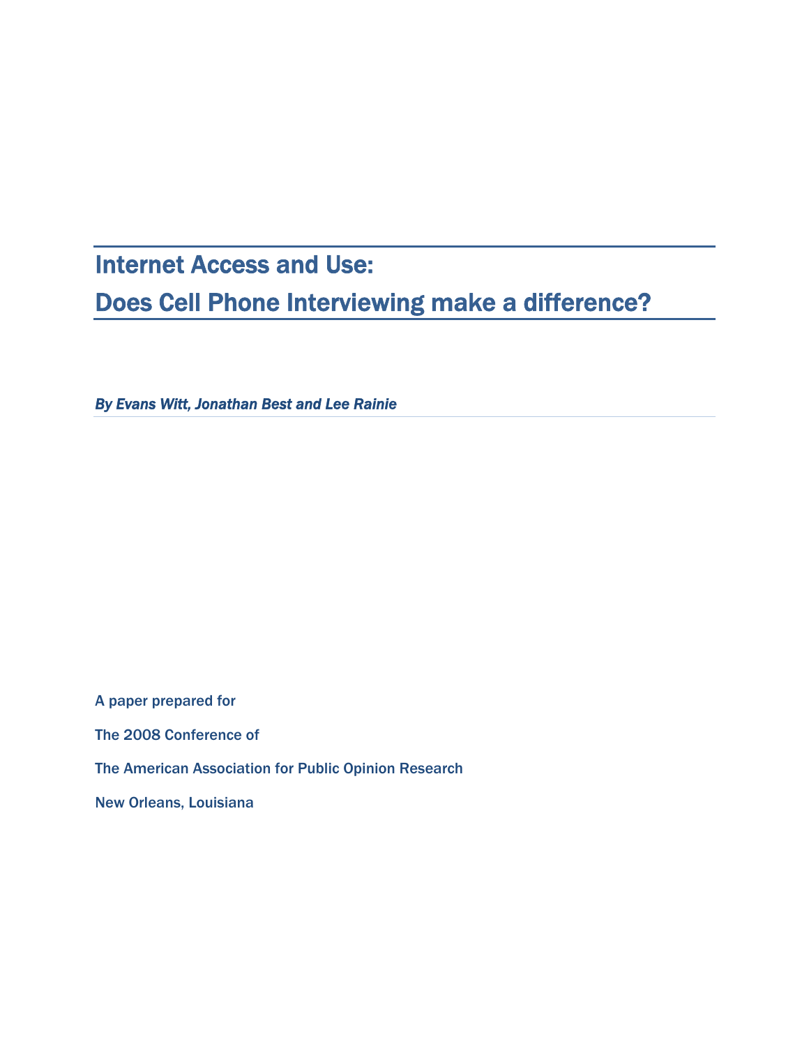# Internet Access and Use:
# Does Cell Phone Interviewing make a difference?

***By Evans Witt, Jonathan Best and Lee Rainie***

A paper prepared for

The 2008 Conference of

The American Association for Public Opinion Research

New Orleans, Louisiana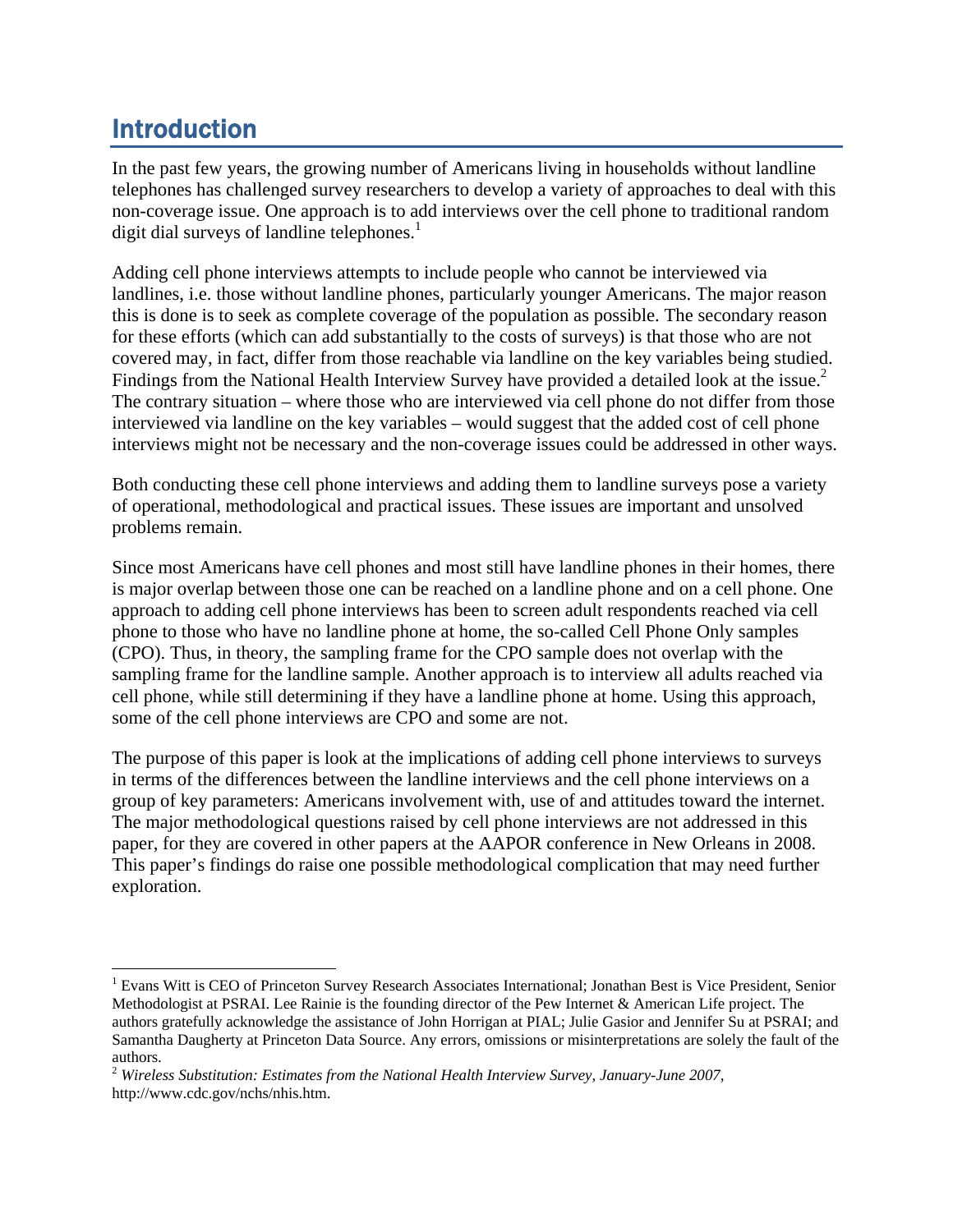# Introduction

In the past few years, the growing number of Americans living in households without landline telephones has challenged survey researchers to develop a variety of approaches to deal with this non-coverage issue. One approach is to add interviews over the cell phone to traditional random digit dial surveys of landline telephones.[1]

Adding cell phone interviews attempts to include people who cannot be interviewed via landlines, i.e. those without landline phones, particularly younger Americans. The major reason this is done is to seek as complete coverage of the population as possible. The secondary reason for these efforts (which can add substantially to the costs of surveys) is that those who are not covered may, in fact, differ from those reachable via landline on the key variables being studied. Findings from the National Health Interview Survey have provided a detailed look at the issue.[2] The contrary situation – where those who are interviewed via cell phone do not differ from those interviewed via landline on the key variables – would suggest that the added cost of cell phone interviews might not be necessary and the non-coverage issues could be addressed in other ways.

Both conducting these cell phone interviews and adding them to landline surveys pose a variety of operational, methodological and practical issues. These issues are important and unsolved problems remain.

Since most Americans have cell phones and most still have landline phones in their homes, there is major overlap between those one can be reached on a landline phone and on a cell phone. One approach to adding cell phone interviews has been to screen adult respondents reached via cell phone to those who have no landline phone at home, the so-called Cell Phone Only samples (CPO). Thus, in theory, the sampling frame for the CPO sample does not overlap with the sampling frame for the landline sample. Another approach is to interview all adults reached via cell phone, while still determining if they have a landline phone at home. Using this approach, some of the cell phone interviews are CPO and some are not.

The purpose of this paper is look at the implications of adding cell phone interviews to surveys in terms of the differences between the landline interviews and the cell phone interviews on a group of key parameters: Americans involvement with, use of and attitudes toward the internet. The major methodological questions raised by cell phone interviews are not addressed in this paper, for they are covered in other papers at the AAPOR conference in New Orleans in 2008. This paper's findings do raise one possible methodological complication that may need further exploration.

---

[1] Evans Witt is CEO of Princeton Survey Research Associates International; Jonathan Best is Vice President, Senior Methodologist at PSRAI. Lee Rainie is the founding director of the Pew Internet & American Life project. The authors gratefully acknowledge the assistance of John Horrigan at PIAL; Julie Gasior and Jennifer Su at PSRAI; and Samantha Daugherty at Princeton Data Source. Any errors, omissions or misinterpretations are solely the fault of the authors.

[2] *Wireless Substitution: Estimates from the National Health Interview Survey, January-June 2007*, http://www.cdc.gov/nchs/nhis.htm.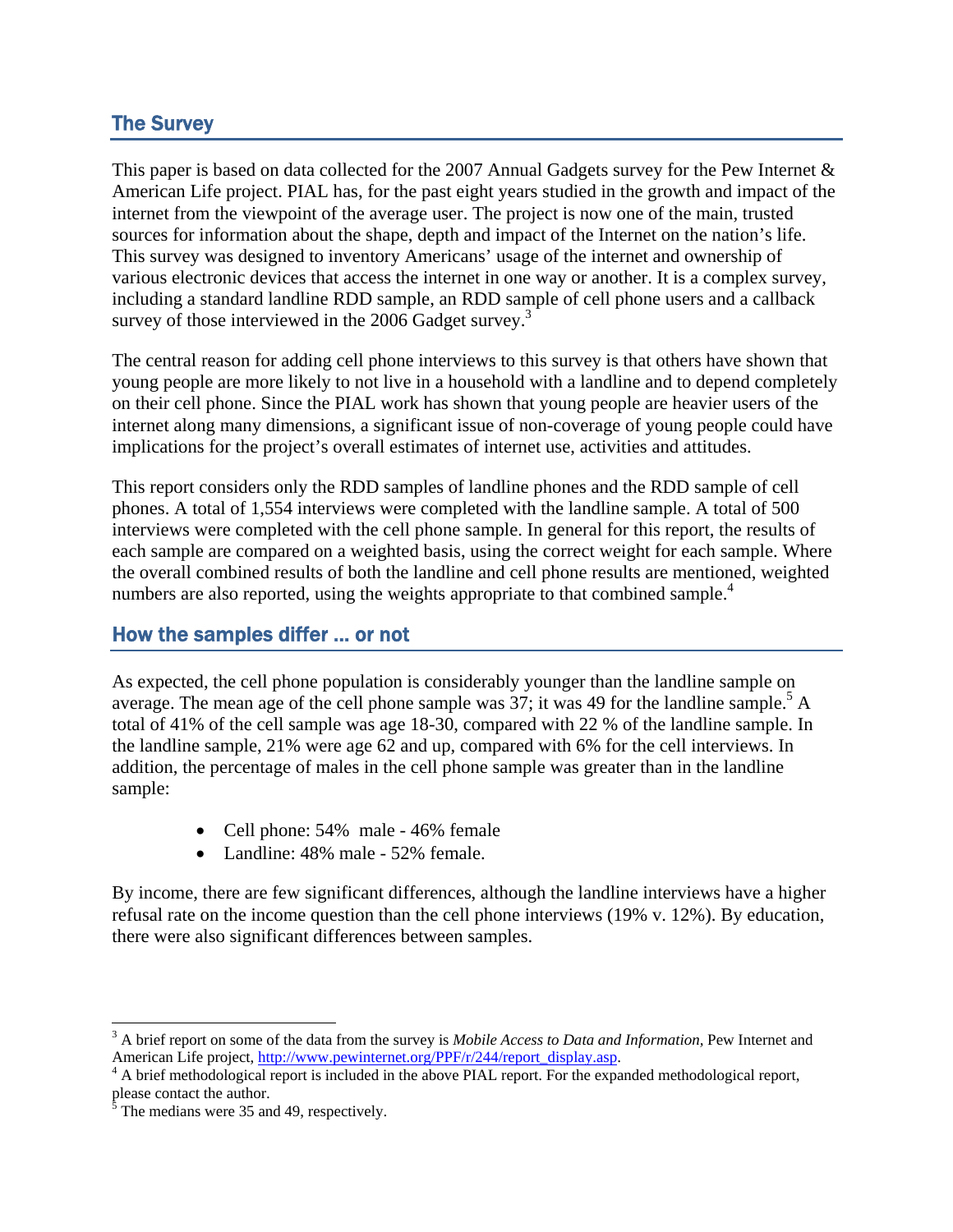## The Survey

This paper is based on data collected for the 2007 Annual Gadgets survey for the Pew Internet & American Life project. PIAL has, for the past eight years studied in the growth and impact of the internet from the viewpoint of the average user. The project is now one of the main, trusted sources for information about the shape, depth and impact of the Internet on the nation's life. This survey was designed to inventory Americans' usage of the internet and ownership of various electronic devices that access the internet in one way or another. It is a complex survey, including a standard landline RDD sample, an RDD sample of cell phone users and a callback survey of those interviewed in the 2006 Gadget survey.[3]

The central reason for adding cell phone interviews to this survey is that others have shown that young people are more likely to not live in a household with a landline and to depend completely on their cell phone. Since the PIAL work has shown that young people are heavier users of the internet along many dimensions, a significant issue of non-coverage of young people could have implications for the project's overall estimates of internet use, activities and attitudes.

This report considers only the RDD samples of landline phones and the RDD sample of cell phones. A total of 1,554 interviews were completed with the landline sample. A total of 500 interviews were completed with the cell phone sample. In general for this report, the results of each sample are compared on a weighted basis, using the correct weight for each sample. Where the overall combined results of both the landline and cell phone results are mentioned, weighted numbers are also reported, using the weights appropriate to that combined sample.[4]

## How the samples differ ... or not

As expected, the cell phone population is considerably younger than the landline sample on average. The mean age of the cell phone sample was 37; it was 49 for the landline sample.[5] A total of 41% of the cell sample was age 18-30, compared with 22 % of the landline sample. In the landline sample, 21% were age 62 and up, compared with 6% for the cell interviews. In addition, the percentage of males in the cell phone sample was greater than in the landline sample:

- Cell phone: 54% male - 46% female
- Landline: 48% male - 52% female.

By income, there are few significant differences, although the landline interviews have a higher refusal rate on the income question than the cell phone interviews (19% v. 12%). By education, there were also significant differences between samples.

---

[3] A brief report on some of the data from the survey is *Mobile Access to Data and Information*, Pew Internet and American Life project, http://www.pewinternet.org/PPF/r/244/report_display.asp.

[4] A brief methodological report is included in the above PIAL report. For the expanded methodological report, please contact the author.

[5] The medians were 35 and 49, respectively.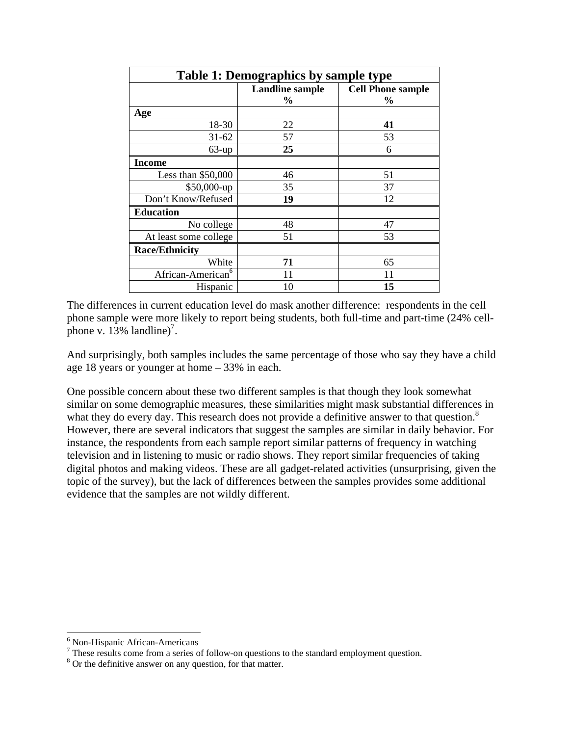**Table 1: Demographics by sample type**

| | Landline sample % | Cell Phone sample % |
|---|---|---|
| **Age** | | |
| 18-30 | 22 | **41** |
| 31-62 | 57 | 53 |
| 63-up | **25** | 6 |
| **Income** | | |
| Less than $50,000 | 46 | 51 |
| $50,000-up | 35 | 37 |
| Don't Know/Refused | **19** | 12 |
| **Education** | | |
| No college | 48 | 47 |
| At least some college | 51 | 53 |
| **Race/Ethnicity** | | |
| White | **71** | 65 |
| African-American[6] | 11 | 11 |
| Hispanic | 10 | **15** |

The differences in current education level do mask another difference: respondents in the cell phone sample were more likely to report being students, both full-time and part-time (24% cell-phone v. 13% landline)[7].

And surprisingly, both samples includes the same percentage of those who say they have a child age 18 years or younger at home – 33% in each.

One possible concern about these two different samples is that though they look somewhat similar on some demographic measures, these similarities might mask substantial differences in what they do every day. This research does not provide a definitive answer to that question.[8] However, there are several indicators that suggest the samples are similar in daily behavior. For instance, the respondents from each sample report similar patterns of frequency in watching television and in listening to music or radio shows. They report similar frequencies of taking digital photos and making videos. These are all gadget-related activities (unsurprising, given the topic of the survey), but the lack of differences between the samples provides some additional evidence that the samples are not wildly different.

---

[6] Non-Hispanic African-Americans

[7] These results come from a series of follow-on questions to the standard employment question.

[8] Or the definitive answer on any question, for that matter.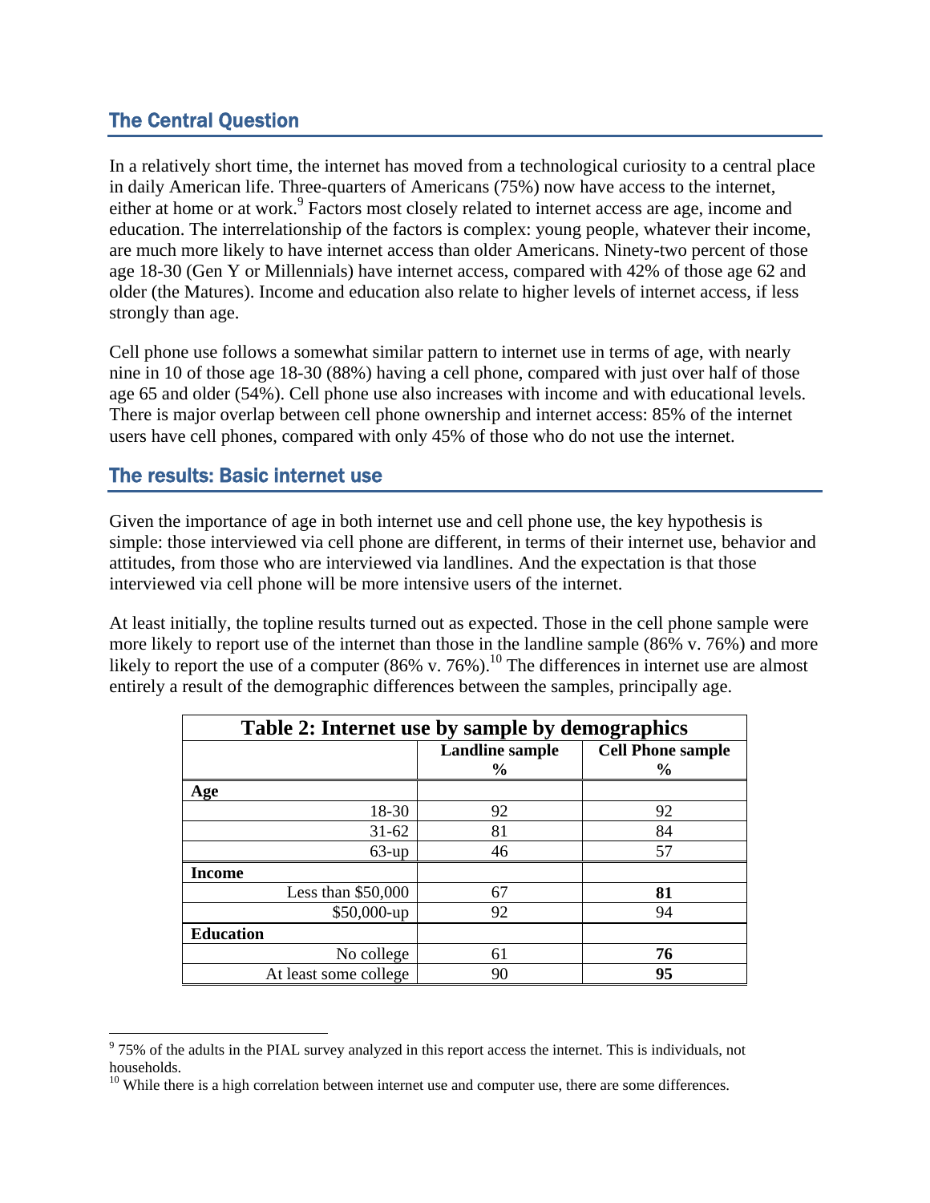## The Central Question

In a relatively short time, the internet has moved from a technological curiosity to a central place in daily American life. Three-quarters of Americans (75%) now have access to the internet, either at home or at work.[9] Factors most closely related to internet access are age, income and education. The interrelationship of the factors is complex: young people, whatever their income, are much more likely to have internet access than older Americans. Ninety-two percent of those age 18-30 (Gen Y or Millennials) have internet access, compared with 42% of those age 62 and older (the Matures). Income and education also relate to higher levels of internet access, if less strongly than age.

Cell phone use follows a somewhat similar pattern to internet use in terms of age, with nearly nine in 10 of those age 18-30 (88%) having a cell phone, compared with just over half of those age 65 and older (54%). Cell phone use also increases with income and with educational levels. There is major overlap between cell phone ownership and internet access: 85% of the internet users have cell phones, compared with only 45% of those who do not use the internet.

## The results: Basic internet use

Given the importance of age in both internet use and cell phone use, the key hypothesis is simple: those interviewed via cell phone are different, in terms of their internet use, behavior and attitudes, from those who are interviewed via landlines. And the expectation is that those interviewed via cell phone will be more intensive users of the internet.

At least initially, the topline results turned out as expected. Those in the cell phone sample were more likely to report use of the internet than those in the landline sample (86% v. 76%) and more likely to report the use of a computer (86% v. 76%).[10] The differences in internet use are almost entirely a result of the demographic differences between the samples, principally age.

**Table 2: Internet use by sample by demographics**

| | Landline sample % | Cell Phone sample % |
|---|---|---|
| **Age** | | |
| 18-30 | 92 | 92 |
| 31-62 | 81 | 84 |
| 63-up | 46 | 57 |
| **Income** | | |
| Less than $50,000 | 67 | **81** |
| $50,000-up | 92 | 94 |
| **Education** | | |
| No college | 61 | **76** |
| At least some college | 90 | **95** |

[9] 75% of the adults in the PIAL survey analyzed in this report access the internet. This is individuals, not households.

[10] While there is a high correlation between internet use and computer use, there are some differences.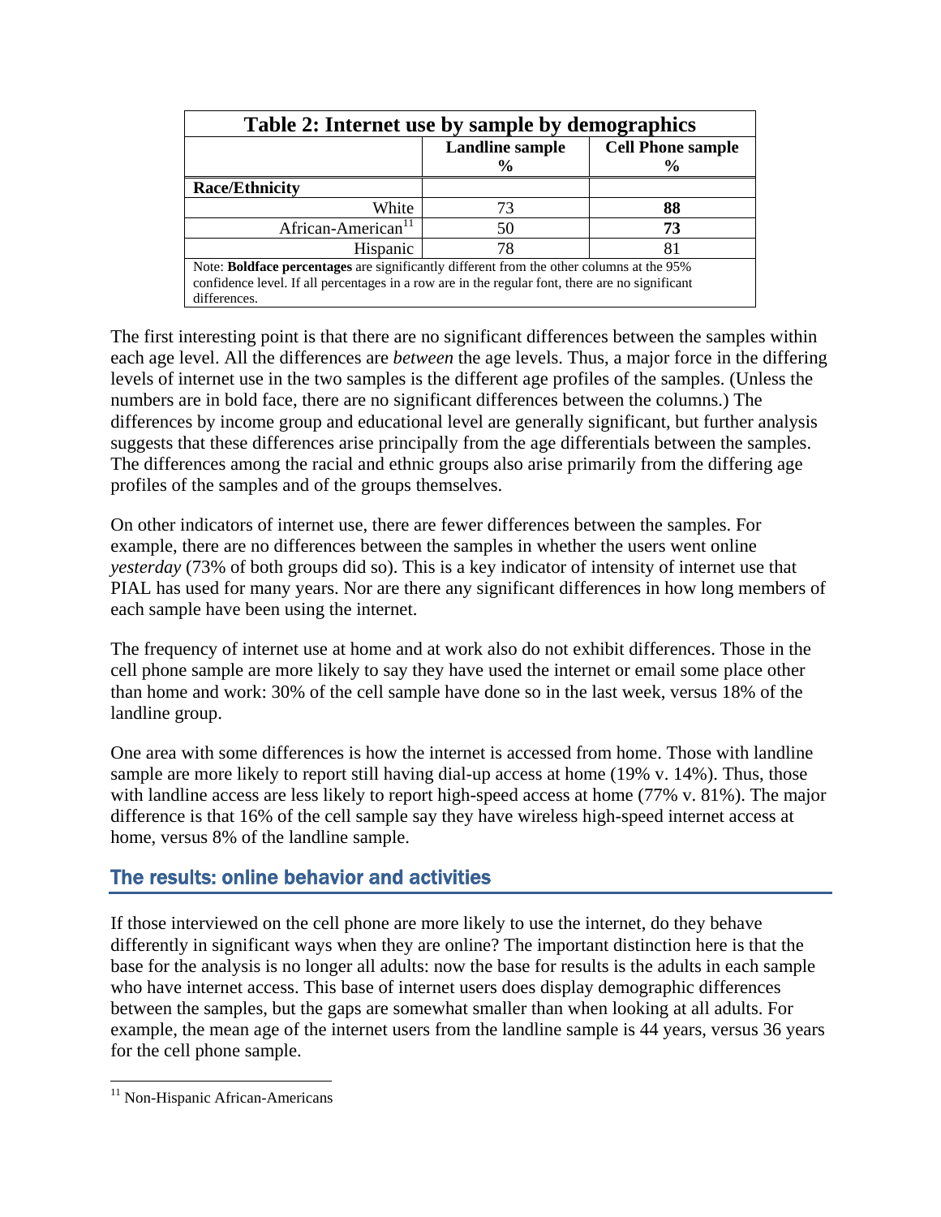**Table 2: Internet use by sample by demographics**

| | Landline sample % | Cell Phone sample % |
|---|---|---|
| **Race/Ethnicity** | | |
| White | 73 | **88** |
| African-American[11] | 50 | **73** |
| Hispanic | 78 | 81 |

Note: **Boldface percentages** are significantly different from the other columns at the 95% confidence level. If all percentages in a row are in the regular font, there are no significant differences.

The first interesting point is that there are no significant differences between the samples within each age level. All the differences are *between* the age levels. Thus, a major force in the differing levels of internet use in the two samples is the different age profiles of the samples. (Unless the numbers are in bold face, there are no significant differences between the columns.) The differences by income group and educational level are generally significant, but further analysis suggests that these differences arise principally from the age differentials between the samples. The differences among the racial and ethnic groups also arise primarily from the differing age profiles of the samples and of the groups themselves.

On other indicators of internet use, there are fewer differences between the samples. For example, there are no differences between the samples in whether the users went online *yesterday* (73% of both groups did so). This is a key indicator of intensity of internet use that PIAL has used for many years. Nor are there any significant differences in how long members of each sample have been using the internet.

The frequency of internet use at home and at work also do not exhibit differences. Those in the cell phone sample are more likely to say they have used the internet or email some place other than home and work: 30% of the cell sample have done so in the last week, versus 18% of the landline group.

One area with some differences is how the internet is accessed from home. Those with landline sample are more likely to report still having dial-up access at home (19% v. 14%). Thus, those with landline access are less likely to report high-speed access at home (77% v. 81%). The major difference is that 16% of the cell sample say they have wireless high-speed internet access at home, versus 8% of the landline sample.

## The results: online behavior and activities

If those interviewed on the cell phone are more likely to use the internet, do they behave differently in significant ways when they are online? The important distinction here is that the base for the analysis is no longer all adults: now the base for results is the adults in each sample who have internet access. This base of internet users does display demographic differences between the samples, but the gaps are somewhat smaller than when looking at all adults. For example, the mean age of the internet users from the landline sample is 44 years, versus 36 years for the cell phone sample.

[11] Non-Hispanic African-Americans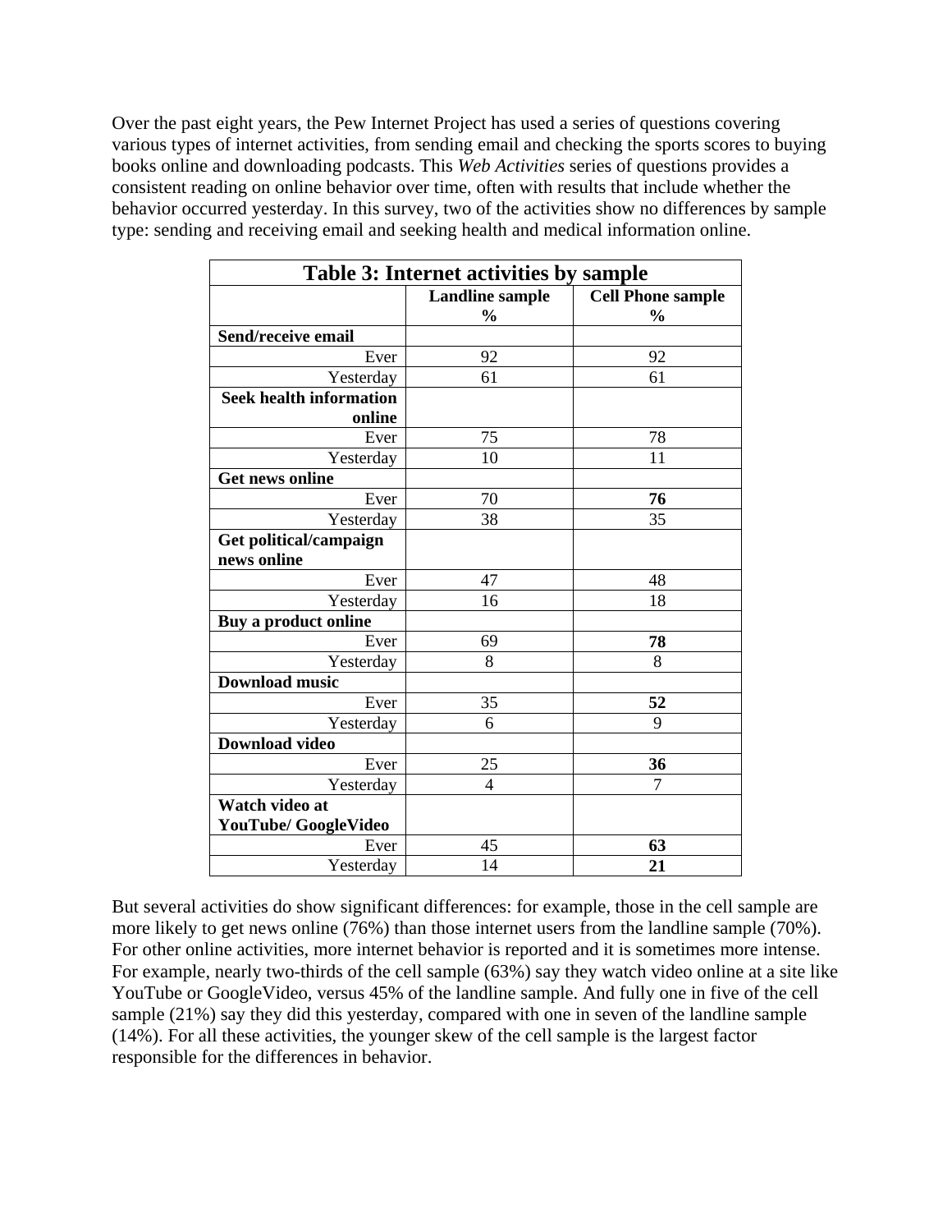Over the past eight years, the Pew Internet Project has used a series of questions covering various types of internet activities, from sending email and checking the sports scores to buying books online and downloading podcasts. This *Web Activities* series of questions provides a consistent reading on online behavior over time, often with results that include whether the behavior occurred yesterday. In this survey, two of the activities show no differences by sample type: sending and receiving email and seeking health and medical information online.

**Table 3: Internet activities by sample**

| | Landline sample % | Cell Phone sample % |
|---|---|---|
| **Send/receive email** | | |
| Ever | 92 | 92 |
| Yesterday | 61 | 61 |
| **Seek health information online** | | |
| Ever | 75 | 78 |
| Yesterday | 10 | 11 |
| **Get news online** | | |
| Ever | 70 | **76** |
| Yesterday | 38 | 35 |
| **Get political/campaign news online** | | |
| Ever | 47 | 48 |
| Yesterday | 16 | 18 |
| **Buy a product online** | | |
| Ever | 69 | **78** |
| Yesterday | 8 | 8 |
| **Download music** | | |
| Ever | 35 | **52** |
| Yesterday | 6 | 9 |
| **Download video** | | |
| Ever | 25 | **36** |
| Yesterday | 4 | 7 |
| **Watch video at YouTube/ GoogleVideo** | | |
| Ever | 45 | **63** |
| Yesterday | 14 | **21** |

But several activities do show significant differences: for example, those in the cell sample are more likely to get news online (76%) than those internet users from the landline sample (70%). For other online activities, more internet behavior is reported and it is sometimes more intense. For example, nearly two-thirds of the cell sample (63%) say they watch video online at a site like YouTube or GoogleVideo, versus 45% of the landline sample. And fully one in five of the cell sample (21%) say they did this yesterday, compared with one in seven of the landline sample (14%). For all these activities, the younger skew of the cell sample is the largest factor responsible for the differences in behavior.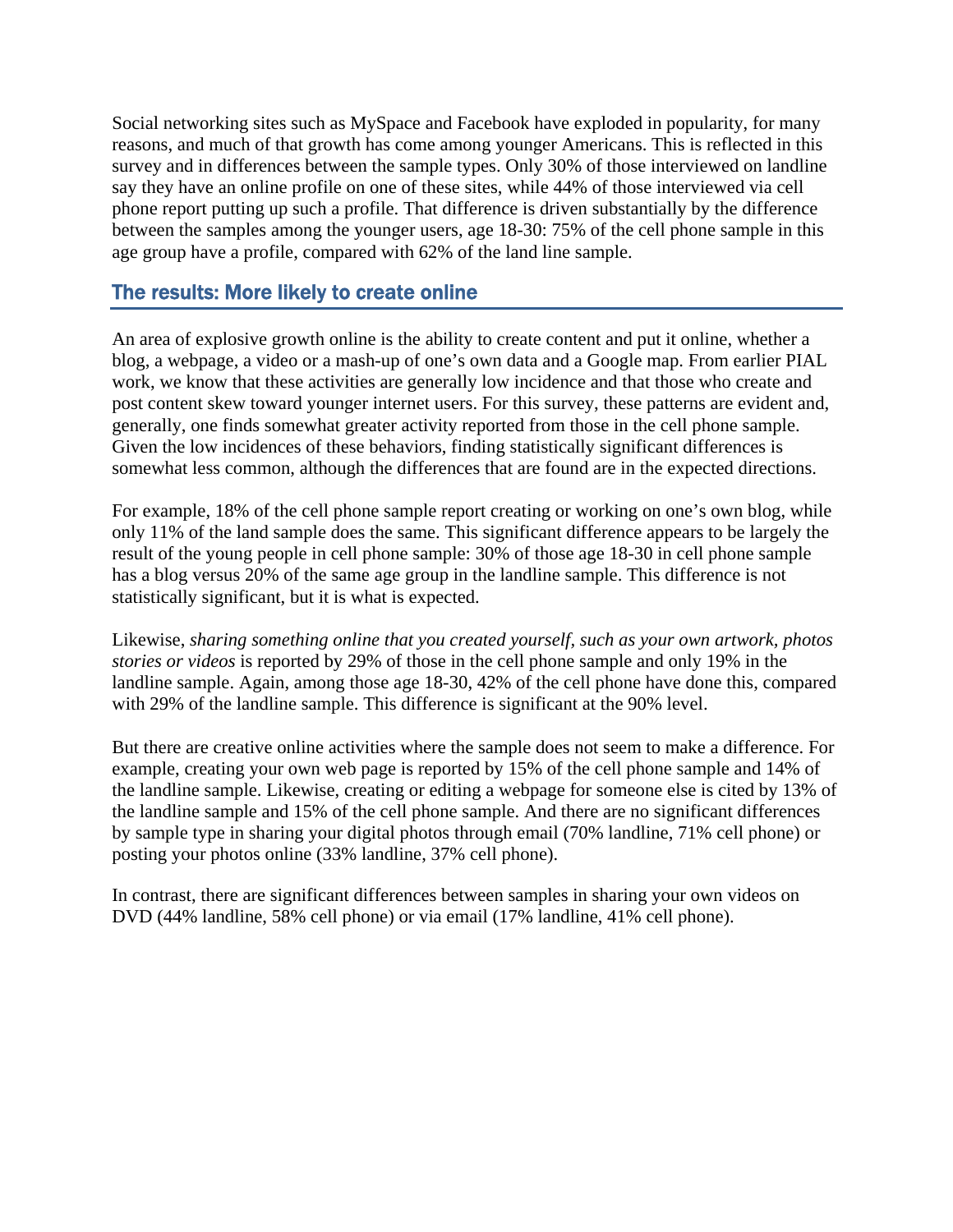Social networking sites such as MySpace and Facebook have exploded in popularity, for many reasons, and much of that growth has come among younger Americans. This is reflected in this survey and in differences between the sample types. Only 30% of those interviewed on landline say they have an online profile on one of these sites, while 44% of those interviewed via cell phone report putting up such a profile. That difference is driven substantially by the difference between the samples among the younger users, age 18-30: 75% of the cell phone sample in this age group have a profile, compared with 62% of the land line sample.

## The results: More likely to create online

An area of explosive growth online is the ability to create content and put it online, whether a blog, a webpage, a video or a mash-up of one's own data and a Google map. From earlier PIAL work, we know that these activities are generally low incidence and that those who create and post content skew toward younger internet users. For this survey, these patterns are evident and, generally, one finds somewhat greater activity reported from those in the cell phone sample. Given the low incidences of these behaviors, finding statistically significant differences is somewhat less common, although the differences that are found are in the expected directions.

For example, 18% of the cell phone sample report creating or working on one's own blog, while only 11% of the land sample does the same. This significant difference appears to be largely the result of the young people in cell phone sample: 30% of those age 18-30 in cell phone sample has a blog versus 20% of the same age group in the landline sample. This difference is not statistically significant, but it is what is expected.

Likewise, *sharing something online that you created yourself, such as your own artwork, photos stories or videos* is reported by 29% of those in the cell phone sample and only 19% in the landline sample. Again, among those age 18-30, 42% of the cell phone have done this, compared with 29% of the landline sample. This difference is significant at the 90% level.

But there are creative online activities where the sample does not seem to make a difference. For example, creating your own web page is reported by 15% of the cell phone sample and 14% of the landline sample. Likewise, creating or editing a webpage for someone else is cited by 13% of the landline sample and 15% of the cell phone sample. And there are no significant differences by sample type in sharing your digital photos through email (70% landline, 71% cell phone) or posting your photos online (33% landline, 37% cell phone).

In contrast, there are significant differences between samples in sharing your own videos on DVD (44% landline, 58% cell phone) or via email (17% landline, 41% cell phone).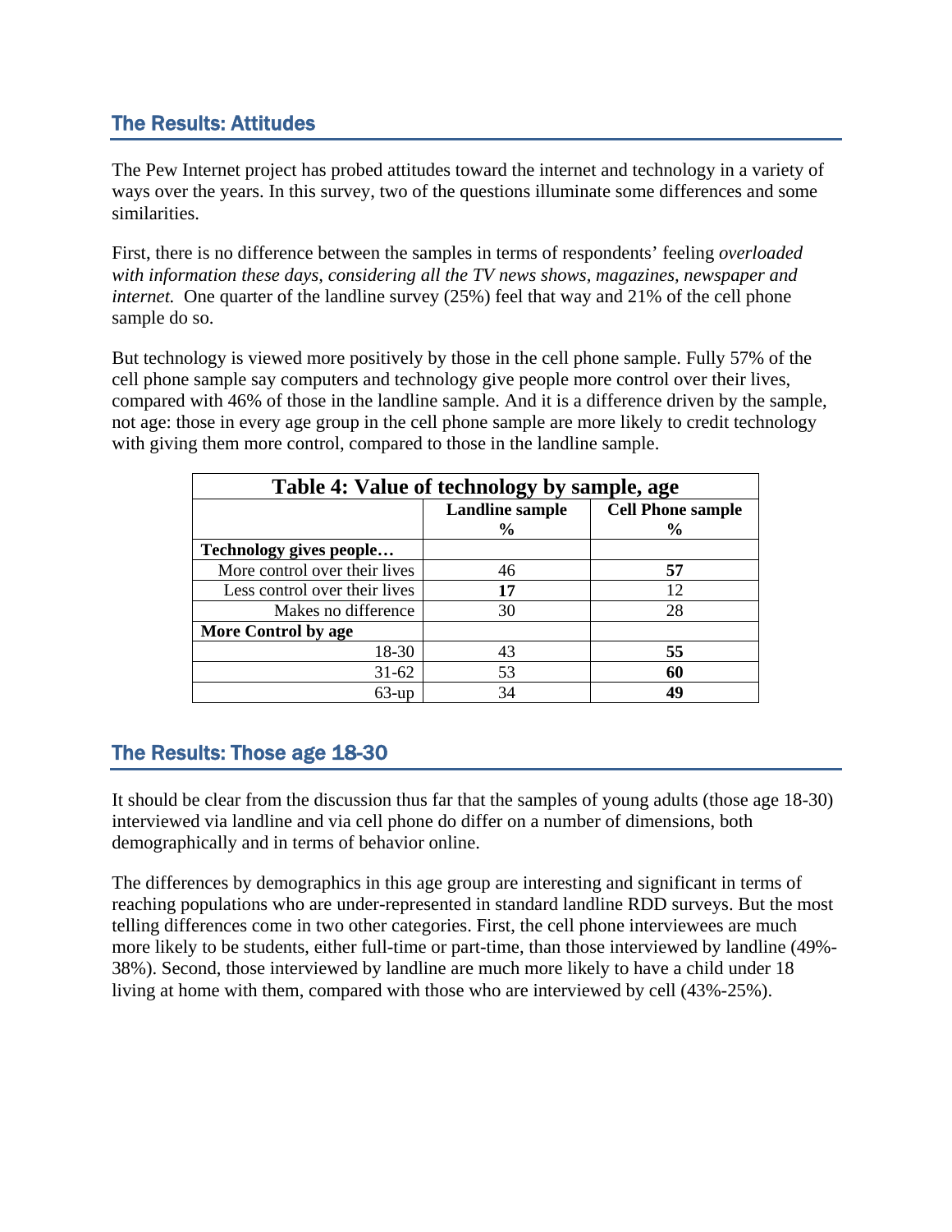## The Results: Attitudes

The Pew Internet project has probed attitudes toward the internet and technology in a variety of ways over the years. In this survey, two of the questions illuminate some differences and some similarities.

First, there is no difference between the samples in terms of respondents' feeling *overloaded with information these days, considering all the TV news shows, magazines, newspaper and internet.* One quarter of the landline survey (25%) feel that way and 21% of the cell phone sample do so.

But technology is viewed more positively by those in the cell phone sample. Fully 57% of the cell phone sample say computers and technology give people more control over their lives, compared with 46% of those in the landline sample. And it is a difference driven by the sample, not age: those in every age group in the cell phone sample are more likely to credit technology with giving them more control, compared to those in the landline sample.

**Table 4: Value of technology by sample, age**

| | Landline sample % | Cell Phone sample % |
|---|---|---|
| **Technology gives people…** | | |
| More control over their lives | 46 | **57** |
| Less control over their lives | **17** | 12 |
| Makes no difference | 30 | 28 |
| **More Control by age** | | |
| 18-30 | 43 | **55** |
| 31-62 | 53 | **60** |
| 63-up | 34 | **49** |

## The Results: Those age 18-30

It should be clear from the discussion thus far that the samples of young adults (those age 18-30) interviewed via landline and via cell phone do differ on a number of dimensions, both demographically and in terms of behavior online.

The differences by demographics in this age group are interesting and significant in terms of reaching populations who are under-represented in standard landline RDD surveys. But the most telling differences come in two other categories. First, the cell phone interviewees are much more likely to be students, either full-time or part-time, than those interviewed by landline (49%-38%). Second, those interviewed by landline are much more likely to have a child under 18 living at home with them, compared with those who are interviewed by cell (43%-25%).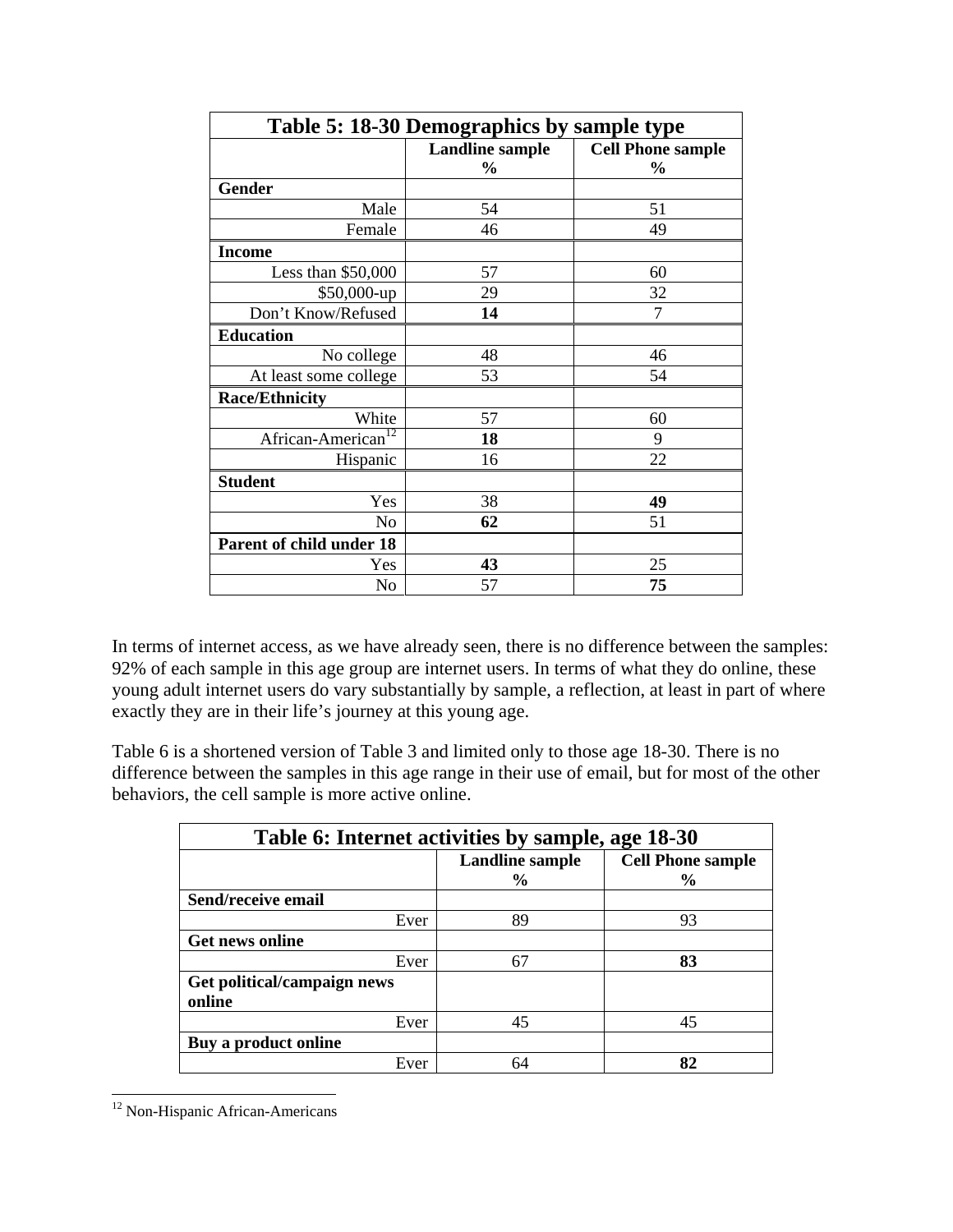| Table 5: 18-30 Demographics by sample type | | |
|---|---|---|
| | Landline sample % | Cell Phone sample % |
| **Gender** | | |
| Male | 54 | 51 |
| Female | 46 | 49 |
| **Income** | | |
| Less than $50,000 | 57 | 60 |
| $50,000-up | 29 | 32 |
| Don't Know/Refused | **14** | 7 |
| **Education** | | |
| No college | 48 | 46 |
| At least some college | 53 | 54 |
| **Race/Ethnicity** | | |
| White | 57 | 60 |
| African-American[12] | **18** | 9 |
| Hispanic | 16 | 22 |
| **Student** | | |
| Yes | 38 | **49** |
| No | **62** | 51 |
| **Parent of child under 18** | | |
| Yes | **43** | 25 |
| No | 57 | **75** |

In terms of internet access, as we have already seen, there is no difference between the samples: 92% of each sample in this age group are internet users. In terms of what they do online, these young adult internet users do vary substantially by sample, a reflection, at least in part of where exactly they are in their life's journey at this young age.

Table 6 is a shortened version of Table 3 and limited only to those age 18-30. There is no difference between the samples in this age range in their use of email, but for most of the other behaviors, the cell sample is more active online.

| Table 6: Internet activities by sample, age 18-30 | | |
|---|---|---|
| | Landline sample % | Cell Phone sample % |
| **Send/receive email** | | |
| Ever | 89 | 93 |
| **Get news online** | | |
| Ever | 67 | **83** |
| **Get political/campaign news online** | | |
| Ever | 45 | 45 |
| **Buy a product online** | | |
| Ever | 64 | **82** |

[12] Non-Hispanic African-Americans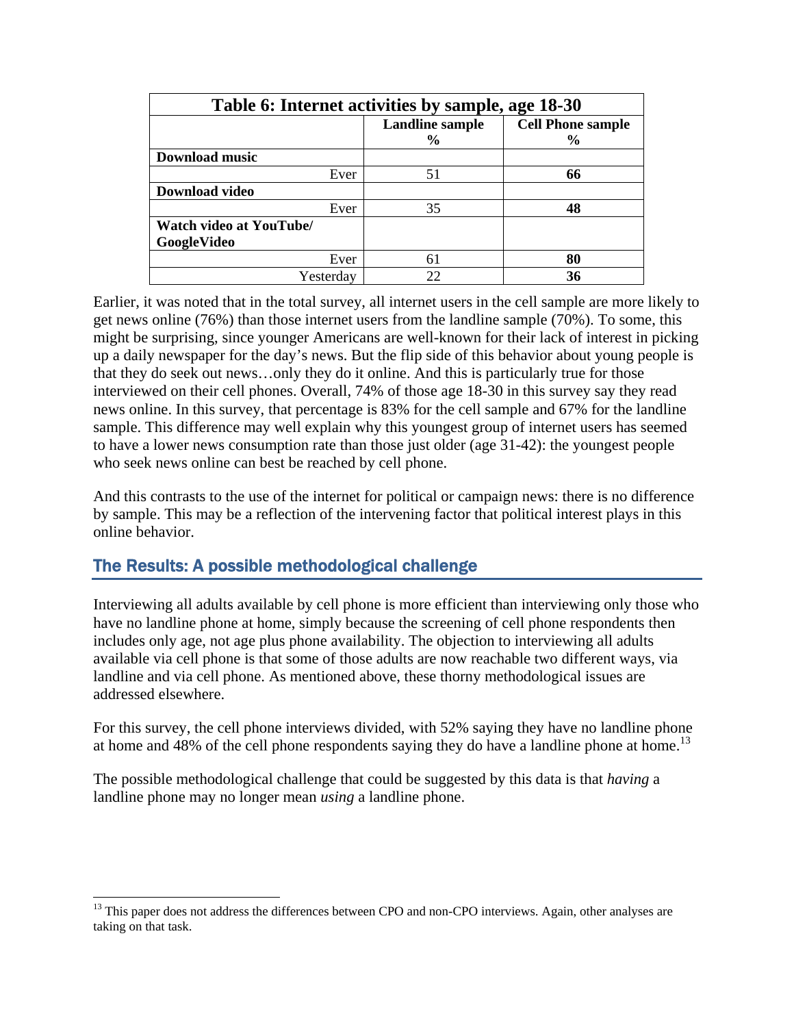| Table 6: Internet activities by sample, age 18-30 | | |
|---|---|---|
| | **Landline sample %** | **Cell Phone sample %** |
| **Download music** | | |
| Ever | 51 | **66** |
| **Download video** | | |
| Ever | 35 | **48** |
| **Watch video at YouTube/ GoogleVideo** | | |
| Ever | 61 | **80** |
| Yesterday | 22 | **36** |

Earlier, it was noted that in the total survey, all internet users in the cell sample are more likely to get news online (76%) than those internet users from the landline sample (70%). To some, this might be surprising, since younger Americans are well-known for their lack of interest in picking up a daily newspaper for the day's news. But the flip side of this behavior about young people is that they do seek out news…only they do it online. And this is particularly true for those interviewed on their cell phones. Overall, 74% of those age 18-30 in this survey say they read news online. In this survey, that percentage is 83% for the cell sample and 67% for the landline sample. This difference may well explain why this youngest group of internet users has seemed to have a lower news consumption rate than those just older (age 31-42): the youngest people who seek news online can best be reached by cell phone.

And this contrasts to the use of the internet for political or campaign news: there is no difference by sample. This may be a reflection of the intervening factor that political interest plays in this online behavior.

## The Results: A possible methodological challenge

Interviewing all adults available by cell phone is more efficient than interviewing only those who have no landline phone at home, simply because the screening of cell phone respondents then includes only age, not age plus phone availability. The objection to interviewing all adults available via cell phone is that some of those adults are now reachable two different ways, via landline and via cell phone. As mentioned above, these thorny methodological issues are addressed elsewhere.

For this survey, the cell phone interviews divided, with 52% saying they have no landline phone at home and 48% of the cell phone respondents saying they do have a landline phone at home.[13]

The possible methodological challenge that could be suggested by this data is that *having* a landline phone may no longer mean *using* a landline phone.

[13] This paper does not address the differences between CPO and non-CPO interviews. Again, other analyses are taking on that task.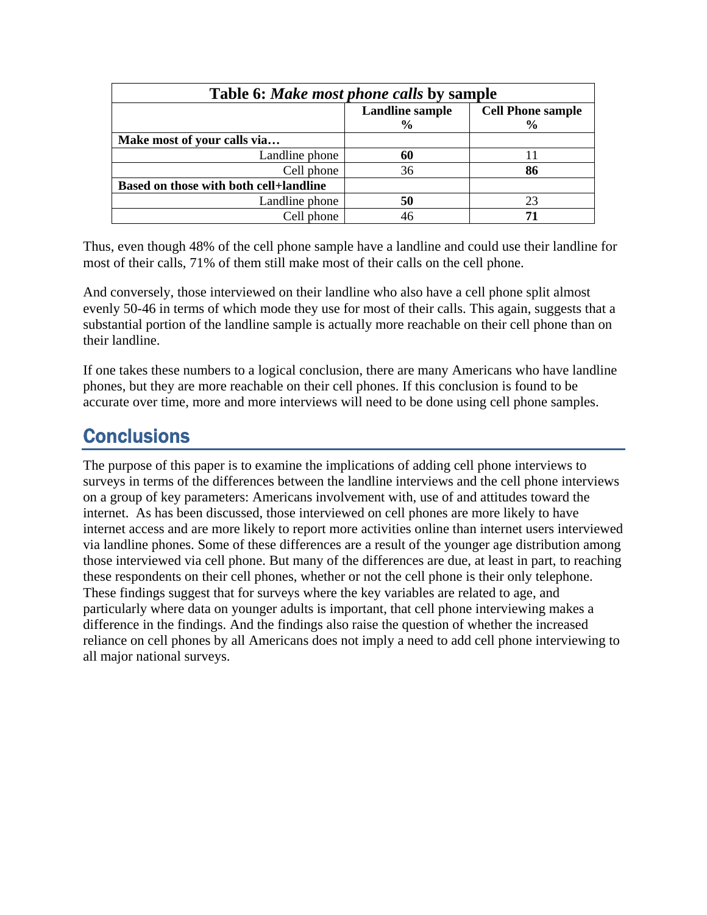**Table 6: *Make most phone calls* by sample**

| | Landline sample % | Cell Phone sample % |
|---|---|---|
| **Make most of your calls via…** | | |
| Landline phone | **60** | 11 |
| Cell phone | 36 | **86** |
| **Based on those with both cell+landline** | | |
| Landline phone | **50** | 23 |
| Cell phone | 46 | **71** |

Thus, even though 48% of the cell phone sample have a landline and could use their landline for most of their calls, 71% of them still make most of their calls on the cell phone.

And conversely, those interviewed on their landline who also have a cell phone split almost evenly 50-46 in terms of which mode they use for most of their calls. This again, suggests that a substantial portion of the landline sample is actually more reachable on their cell phone than on their landline.

If one takes these numbers to a logical conclusion, there are many Americans who have landline phones, but they are more reachable on their cell phones. If this conclusion is found to be accurate over time, more and more interviews will need to be done using cell phone samples.

## Conclusions

The purpose of this paper is to examine the implications of adding cell phone interviews to surveys in terms of the differences between the landline interviews and the cell phone interviews on a group of key parameters: Americans involvement with, use of and attitudes toward the internet. As has been discussed, those interviewed on cell phones are more likely to have internet access and are more likely to report more activities online than internet users interviewed via landline phones. Some of these differences are a result of the younger age distribution among those interviewed via cell phone. But many of the differences are due, at least in part, to reaching these respondents on their cell phones, whether or not the cell phone is their only telephone. These findings suggest that for surveys where the key variables are related to age, and particularly where data on younger adults is important, that cell phone interviewing makes a difference in the findings. And the findings also raise the question of whether the increased reliance on cell phones by all Americans does not imply a need to add cell phone interviewing to all major national surveys.